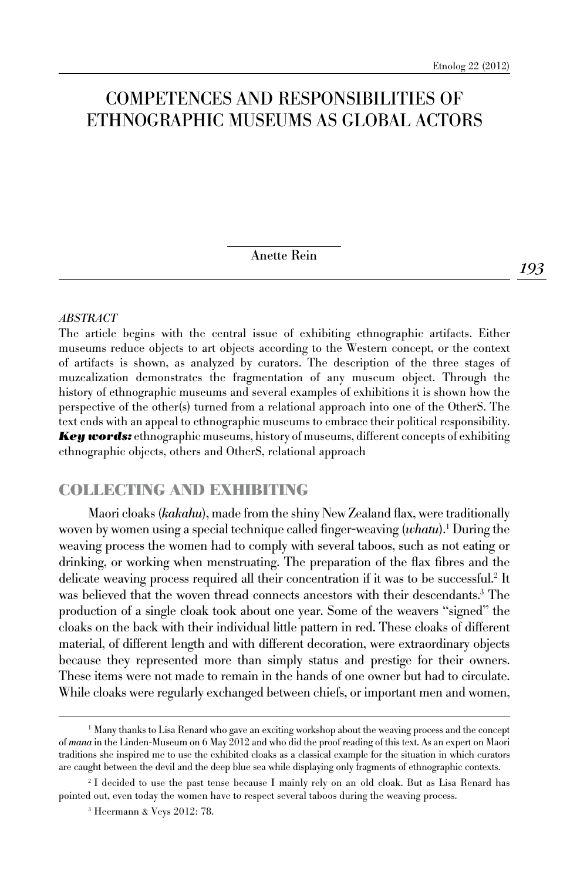# COMPETENCES AND RESPONSIBILITIES OF ETHNOGRAPHIC MUSEUMS AS GLOBAL ACTORS

Anette Rein

*ABSTRACT*

The article begins with the central issue of exhibiting ethnographic artifacts. Either museums reduce objects to art objects according to the Western concept, or the context of artifacts is shown, as analyzed by curators. The description of the three stages of muzealization demonstrates the fragmentation of any museum object. Through the history of ethnographic museums and several examples of exhibitions it is shown how the perspective of the other(s) turned from a relational approach into one of the OtherS. The text ends with an appeal to ethnographic museums to embrace their political responsibility.

***Key words:*** ethnographic museums, history of museums, different concepts of exhibiting ethnographic objects, others and OtherS, relational approach

## COLLECTING AND EXHIBITING

Maori cloaks (*kakahu*), made from the shiny New Zealand flax, were traditionally woven by women using a special technique called finger-weaving (*whatu*).[1] During the weaving process the women had to comply with several taboos, such as not eating or drinking, or working when menstruating. The preparation of the flax fibres and the delicate weaving process required all their concentration if it was to be successful.[2] It was believed that the woven thread connects ancestors with their descendants.[3] The production of a single cloak took about one year. Some of the weavers "signed" the cloaks on the back with their individual little pattern in red. These cloaks of different material, of different length and with different decoration, were extraordinary objects because they represented more than simply status and prestige for their owners. These items were not made to remain in the hands of one owner but had to circulate. While cloaks were regularly exchanged between chiefs, or important men and women,

---

[1] Many thanks to Lisa Renard who gave an exciting workshop about the weaving process and the concept of *mana* in the Linden-Museum on 6 May 2012 and who did the proof reading of this text. As an expert on Maori traditions she inspired me to use the exhibited cloaks as a classical example for the situation in which curators are caught between the devil and the deep blue sea while displaying only fragments of ethnographic contexts.

[2] I decided to use the past tense because I mainly rely on an old cloak. But as Lisa Renard has pointed out, even today the women have to respect several taboos during the weaving process.

[3] Heermann & Veys 2012: 78.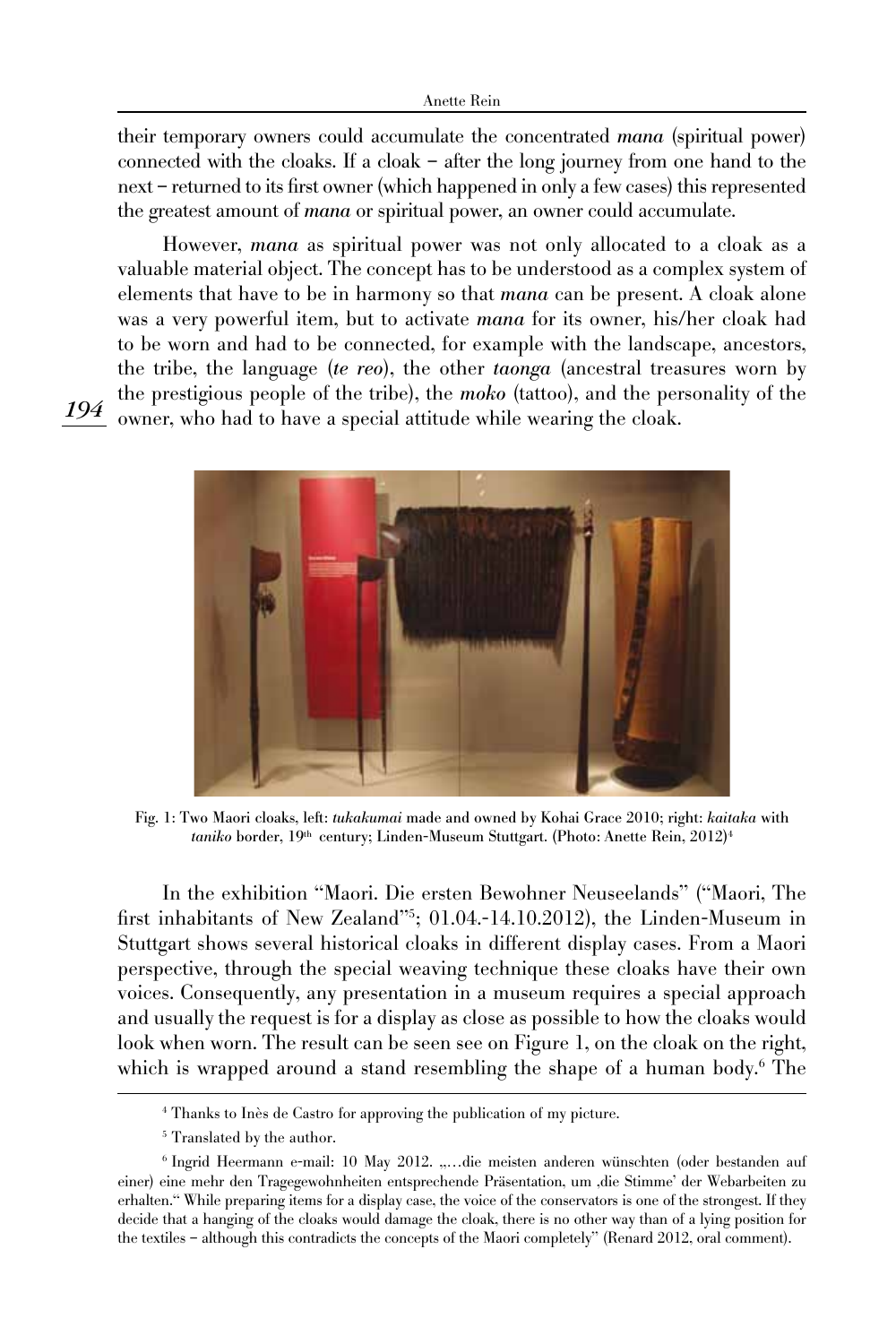their temporary owners could accumulate the concentrated *mana* (spiritual power) connected with the cloaks. If a cloak – after the long journey from one hand to the next – returned to its first owner (which happened in only a few cases) this represented the greatest amount of *mana* or spiritual power, an owner could accumulate.

However, *mana* as spiritual power was not only allocated to a cloak as a valuable material object. The concept has to be understood as a complex system of elements that have to be in harmony so that *mana* can be present. A cloak alone was a very powerful item, but to activate *mana* for its owner, his/her cloak had to be worn and had to be connected, for example with the landscape, ancestors, the tribe, the language (*te reo*), the other *taonga* (ancestral treasures worn by the prestigious people of the tribe), the *moko* (tattoo), and the personality of the owner, who had to have a special attitude while wearing the cloak.

Fig. 1: Two Maori cloaks, left: *tukakumai* made and owned by Kohai Grace 2010; right: *kaitaka* with *taniko* border, 19th century; Linden-Museum Stuttgart. (Photo: Anette Rein, 2012)[4]

In the exhibition "Maori. Die ersten Bewohner Neuseelands" ("Maori, The first inhabitants of New Zealand"[5]; 01.04.-14.10.2012), the Linden-Museum in Stuttgart shows several historical cloaks in different display cases. From a Maori perspective, through the special weaving technique these cloaks have their own voices. Consequently, any presentation in a museum requires a special approach and usually the request is for a display as close as possible to how the cloaks would look when worn. The result can be seen see on Figure 1, on the cloak on the right, which is wrapped around a stand resembling the shape of a human body.[6] The

---

[4] Thanks to Inès de Castro for approving the publication of my picture.

[5] Translated by the author.

[6] Ingrid Heermann e-mail: 10 May 2012. „…die meisten anderen wünschten (oder bestanden auf einer) eine mehr den Tragegewohnheiten entsprechende Präsentation, um ‚die Stimme' der Webarbeiten zu erhalten." While preparing items for a display case, the voice of the conservators is one of the strongest. If they decide that a hanging of the cloaks would damage the cloak, there is no other way than of a lying position for the textiles – although this contradicts the concepts of the Maori completely" (Renard 2012, oral comment).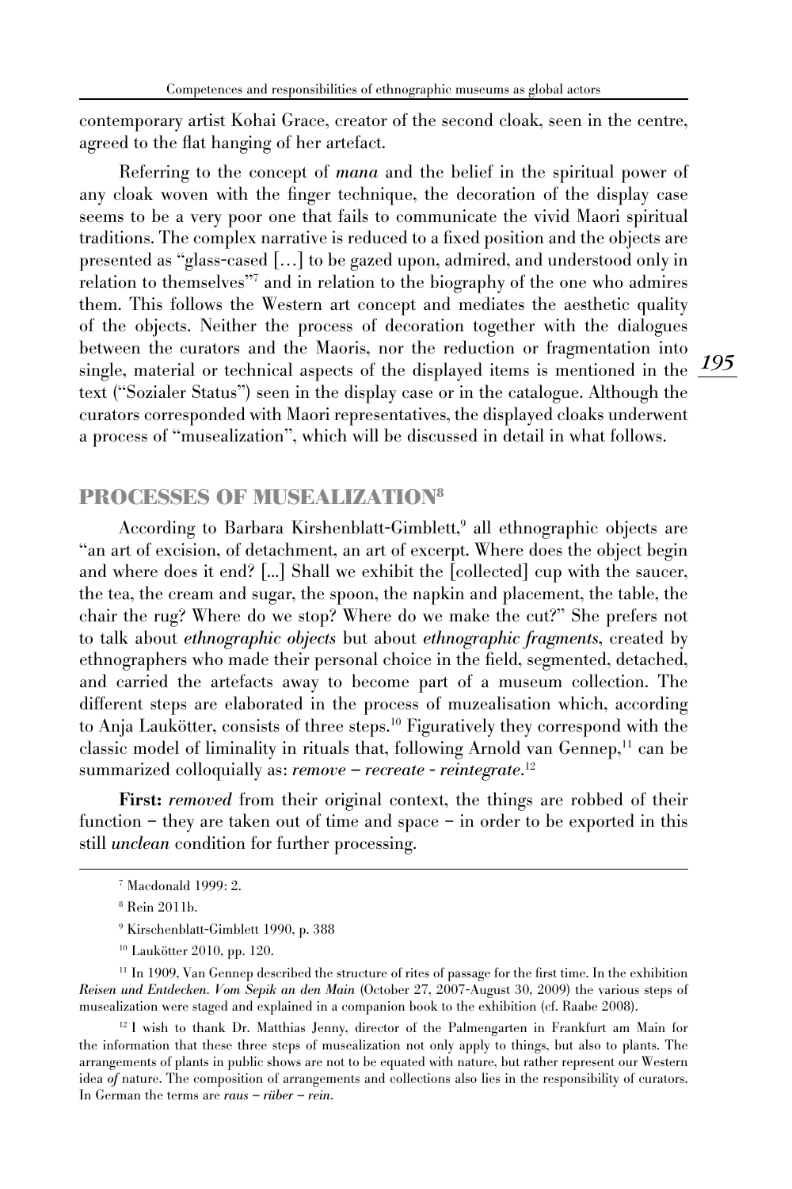contemporary artist Kohai Grace, creator of the second cloak, seen in the centre, agreed to the flat hanging of her artefact.

Referring to the concept of *mana* and the belief in the spiritual power of any cloak woven with the finger technique, the decoration of the display case seems to be a very poor one that fails to communicate the vivid Maori spiritual traditions. The complex narrative is reduced to a fixed position and the objects are presented as "glass-cased […] to be gazed upon, admired, and understood only in relation to themselves"[7] and in relation to the biography of the one who admires them. This follows the Western art concept and mediates the aesthetic quality of the objects. Neither the process of decoration together with the dialogues between the curators and the Maoris, nor the reduction or fragmentation into single, material or technical aspects of the displayed items is mentioned in the text ("Sozialer Status") seen in the display case or in the catalogue. Although the curators corresponded with Maori representatives, the displayed cloaks underwent a process of "musealization", which will be discussed in detail in what follows.

## PROCESSES OF MUSEALIZATION[8]

According to Barbara Kirshenblatt-Gimblett,[9] all ethnographic objects are "an art of excision, of detachment, an art of excerpt. Where does the object begin and where does it end? [...] Shall we exhibit the [collected] cup with the saucer, the tea, the cream and sugar, the spoon, the napkin and placement, the table, the chair the rug? Where do we stop? Where do we make the cut?" She prefers not to talk about *ethnographic objects* but about *ethnographic fragments*, created by ethnographers who made their personal choice in the field, segmented, detached, and carried the artefacts away to become part of a museum collection. The different steps are elaborated in the process of muzealisation which, according to Anja Laukötter, consists of three steps.[10] Figuratively they correspond with the classic model of liminality in rituals that, following Arnold van Gennep,[11] can be summarized colloquially as: *remove – recreate - reintegrate*.[12]

**First:** *removed* from their original context, the things are robbed of their function – they are taken out of time and space – in order to be exported in this still *unclean* condition for further processing.

---

[7] Macdonald 1999: 2.

[8] Rein 2011b.

[9] Kirschenblatt-Gimblett 1990, p. 388

[10] Laukötter 2010, pp. 120.

[11] In 1909, Van Gennep described the structure of rites of passage for the first time. In the exhibition *Reisen und Entdecken. Vom Sepik an den Main* (October 27, 2007-August 30, 2009) the various steps of musealization were staged and explained in a companion book to the exhibition (cf. Raabe 2008).

[12] I wish to thank Dr. Matthias Jenny, director of the Palmengarten in Frankfurt am Main for the information that these three steps of musealization not only apply to things, but also to plants. The arrangements of plants in public shows are not to be equated with nature, but rather represent our Western idea *of* nature. The composition of arrangements and collections also lies in the responsibility of curators. In German the terms are *raus – rüber – rein*.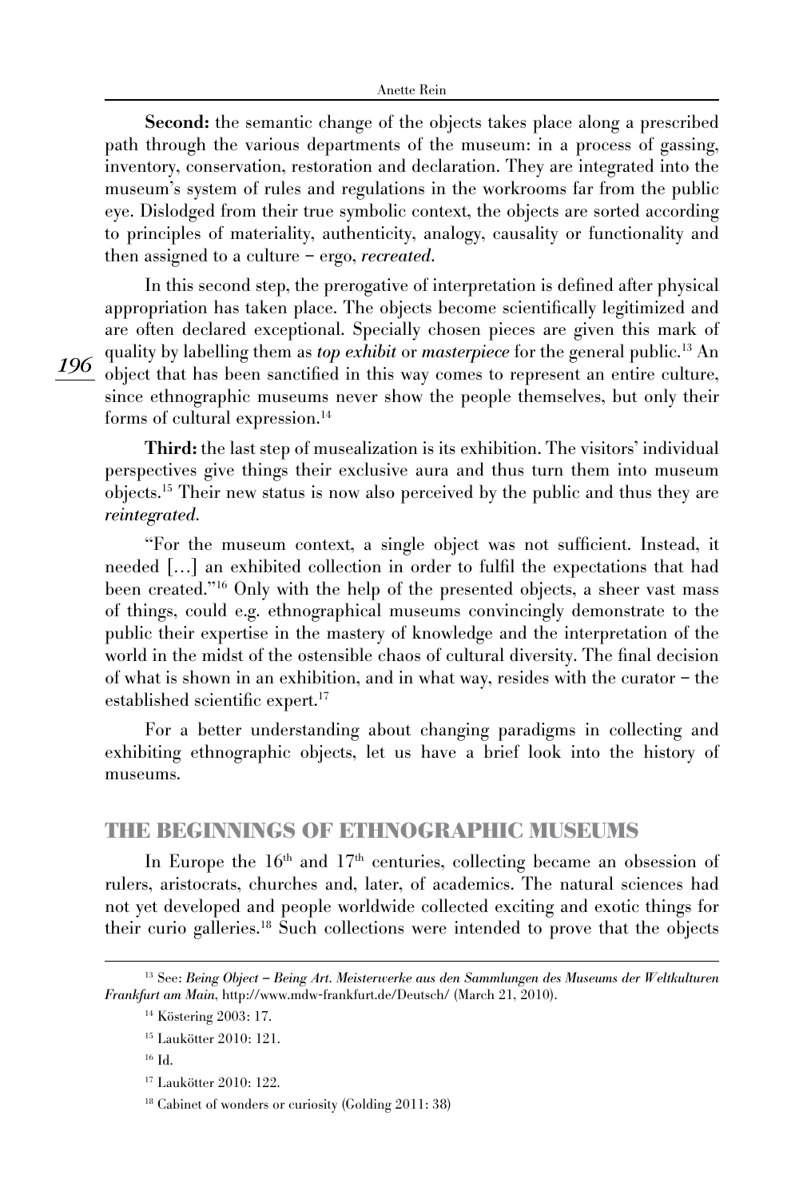**Second:** the semantic change of the objects takes place along a prescribed path through the various departments of the museum: in a process of gassing, inventory, conservation, restoration and declaration. They are integrated into the museum's system of rules and regulations in the workrooms far from the public eye. Dislodged from their true symbolic context, the objects are sorted according to principles of materiality, authenticity, analogy, causality or functionality and then assigned to a culture – ergo, *recreated*.

In this second step, the prerogative of interpretation is defined after physical appropriation has taken place. The objects become scientifically legitimized and are often declared exceptional. Specially chosen pieces are given this mark of quality by labelling them as *top exhibit* or *masterpiece* for the general public.[13] An object that has been sanctified in this way comes to represent an entire culture, since ethnographic museums never show the people themselves, but only their forms of cultural expression.[14]

**Third:** the last step of musealization is its exhibition. The visitors' individual perspectives give things their exclusive aura and thus turn them into museum objects.[15] Their new status is now also perceived by the public and thus they are *reintegrated*.

"For the museum context, a single object was not sufficient. Instead, it needed […] an exhibited collection in order to fulfil the expectations that had been created."[16] Only with the help of the presented objects, a sheer vast mass of things, could e.g. ethnographical museums convincingly demonstrate to the public their expertise in the mastery of knowledge and the interpretation of the world in the midst of the ostensible chaos of cultural diversity. The final decision of what is shown in an exhibition, and in what way, resides with the curator – the established scientific expert.[17]

For a better understanding about changing paradigms in collecting and exhibiting ethnographic objects, let us have a brief look into the history of museums.

## THE BEGINNINGS OF ETHNOGRAPHIC MUSEUMS

In Europe the 16th and 17th centuries, collecting became an obsession of rulers, aristocrats, churches and, later, of academics. The natural sciences had not yet developed and people worldwide collected exciting and exotic things for their curio galleries.[18] Such collections were intended to prove that the objects

---

[13] See: *Being Object – Being Art. Meisterwerke aus den Sammlungen des Museums der Weltkulturen Frankfurt am Main*, http://www.mdw-frankfurt.de/Deutsch/ (March 21, 2010).

[14]Köstering 2003: 17.

[15] Laukötter 2010: 121.

[16] Id.

[17] Laukötter 2010: 122.

[18] Cabinet of wonders or curiosity (Golding 2011: 38)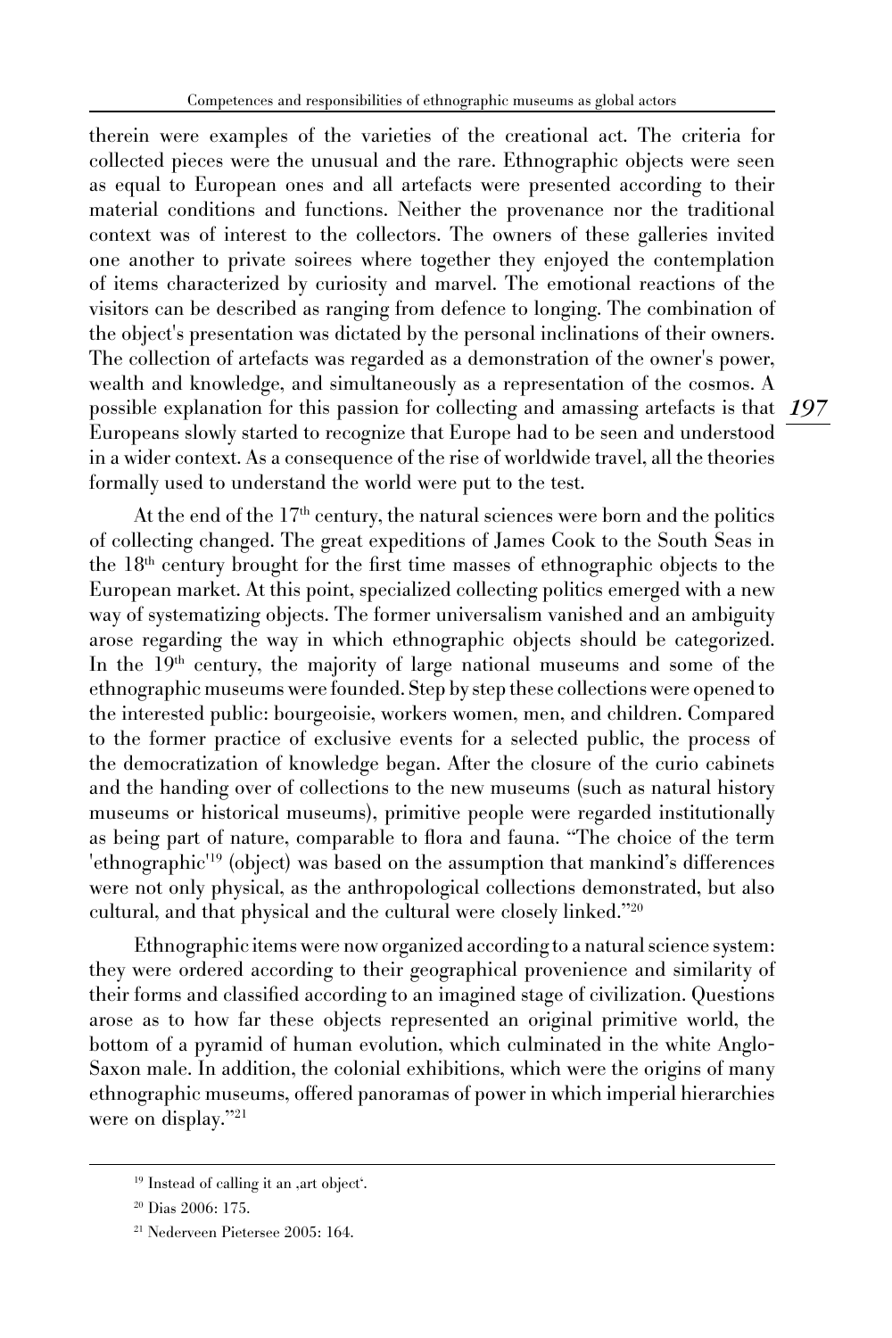therein were examples of the varieties of the creational act. The criteria for collected pieces were the unusual and the rare. Ethnographic objects were seen as equal to European ones and all artefacts were presented according to their material conditions and functions. Neither the provenance nor the traditional context was of interest to the collectors. The owners of these galleries invited one another to private soirees where together they enjoyed the contemplation of items characterized by curiosity and marvel. The emotional reactions of the visitors can be described as ranging from defence to longing. The combination of the object's presentation was dictated by the personal inclinations of their owners. The collection of artefacts was regarded as a demonstration of the owner's power, wealth and knowledge, and simultaneously as a representation of the cosmos. A possible explanation for this passion for collecting and amassing artefacts is that Europeans slowly started to recognize that Europe had to be seen and understood in a wider context. As a consequence of the rise of worldwide travel, all the theories formally used to understand the world were put to the test.

At the end of the 17th century, the natural sciences were born and the politics of collecting changed. The great expeditions of James Cook to the South Seas in the 18th century brought for the first time masses of ethnographic objects to the European market. At this point, specialized collecting politics emerged with a new way of systematizing objects. The former universalism vanished and an ambiguity arose regarding the way in which ethnographic objects should be categorized. In the 19th century, the majority of large national museums and some of the ethnographic museums were founded. Step by step these collections were opened to the interested public: bourgeoisie, workers women, men, and children. Compared to the former practice of exclusive events for a selected public, the process of the democratization of knowledge began. After the closure of the curio cabinets and the handing over of collections to the new museums (such as natural history museums or historical museums), primitive people were regarded institutionally as being part of nature, comparable to flora and fauna. "The choice of the term 'ethnographic'[19] (object) was based on the assumption that mankind's differences were not only physical, as the anthropological collections demonstrated, but also cultural, and that physical and the cultural were closely linked."[20]

Ethnographic items were now organized according to a natural science system: they were ordered according to their geographical provenience and similarity of their forms and classified according to an imagined stage of civilization. Questions arose as to how far these objects represented an original primitive world, the bottom of a pyramid of human evolution, which culminated in the white Anglo-Saxon male. In addition, the colonial exhibitions, which were the origins of many ethnographic museums, offered panoramas of power in which imperial hierarchies were on display."[21]

---

[19] Instead of calling it an ‚art object'.

[20] Dias 2006: 175.

[21] Nederveen Pietersee 2005: 164.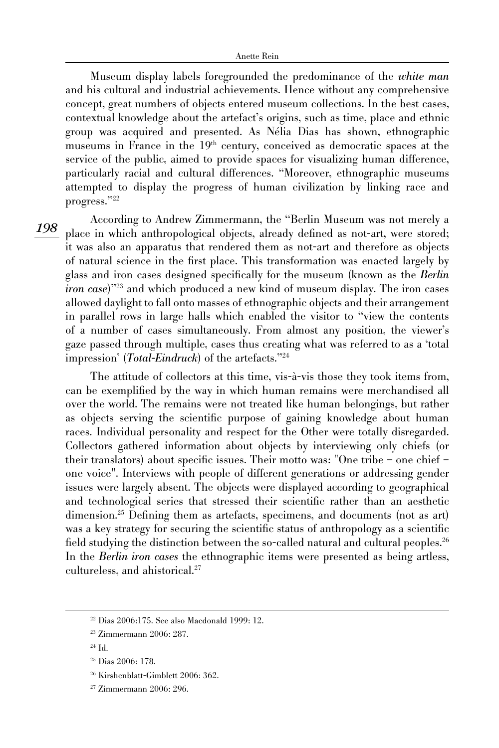Museum display labels foregrounded the predominance of the *white man* and his cultural and industrial achievements. Hence without any comprehensive concept, great numbers of objects entered museum collections. In the best cases, contextual knowledge about the artefact's origins, such as time, place and ethnic group was acquired and presented. As Nélia Dias has shown, ethnographic museums in France in the 19th century, conceived as democratic spaces at the service of the public, aimed to provide spaces for visualizing human difference, particularly racial and cultural differences. "Moreover, ethnographic museums attempted to display the progress of human civilization by linking race and progress."[22]

According to Andrew Zimmermann, the "Berlin Museum was not merely a place in which anthropological objects, already defined as not-art, were stored; it was also an apparatus that rendered them as not-art and therefore as objects of natural science in the first place. This transformation was enacted largely by glass and iron cases designed specifically for the museum (known as the *Berlin iron case*)"[23] and which produced a new kind of museum display. The iron cases allowed daylight to fall onto masses of ethnographic objects and their arrangement in parallel rows in large halls which enabled the visitor to "view the contents of a number of cases simultaneously. From almost any position, the viewer's gaze passed through multiple, cases thus creating what was referred to as a 'total impression' (*Total-Eindruck*) of the artefacts."[24]

The attitude of collectors at this time, vis-à-vis those they took items from, can be exemplified by the way in which human remains were merchandised all over the world. The remains were not treated like human belongings, but rather as objects serving the scientific purpose of gaining knowledge about human races. Individual personality and respect for the Other were totally disregarded. Collectors gathered information about objects by interviewing only chiefs (or their translators) about specific issues. Their motto was: "One tribe – one chief – one voice". Interviews with people of different generations or addressing gender issues were largely absent. The objects were displayed according to geographical and technological series that stressed their scientific rather than an aesthetic dimension.[25] Defining them as artefacts, specimens, and documents (not as art) was a key strategy for securing the scientific status of anthropology as a scientific field studying the distinction between the so-called natural and cultural peoples.[26] In the *Berlin iron cases* the ethnographic items were presented as being artless, cultureless, and ahistorical.[27]

---

[22] Dias 2006:175. See also Macdonald 1999: 12.

[23] Zimmermann 2006: 287.

[24] Id.

[25] Dias 2006: 178.

[26] Kirshenblatt-Gimblett 2006: 362.

[27] Zimmermann 2006: 296.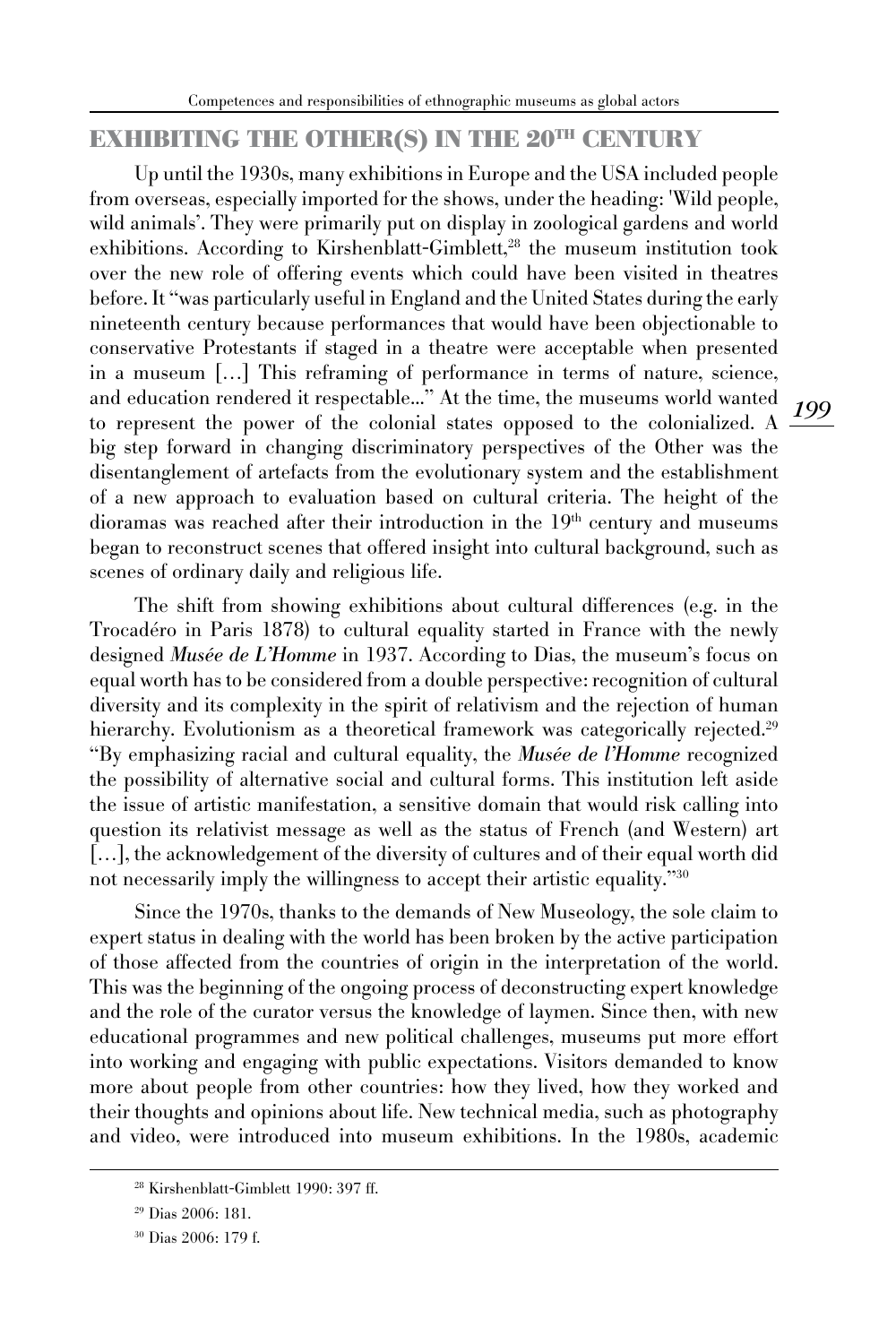## EXHIBITING THE OTHER(S) IN THE 20TH CENTURY

Up until the 1930s, many exhibitions in Europe and the USA included people from overseas, especially imported for the shows, under the heading: 'Wild people, wild animals'. They were primarily put on display in zoological gardens and world exhibitions. According to Kirshenblatt-Gimblett,[28] the museum institution took over the new role of offering events which could have been visited in theatres before. It "was particularly useful in England and the United States during the early nineteenth century because performances that would have been objectionable to conservative Protestants if staged in a theatre were acceptable when presented in a museum […] This reframing of performance in terms of nature, science, and education rendered it respectable..." At the time, the museums world wanted to represent the power of the colonial states opposed to the colonialized. A big step forward in changing discriminatory perspectives of the Other was the disentanglement of artefacts from the evolutionary system and the establishment of a new approach to evaluation based on cultural criteria. The height of the dioramas was reached after their introduction in the 19th century and museums began to reconstruct scenes that offered insight into cultural background, such as scenes of ordinary daily and religious life.

The shift from showing exhibitions about cultural differences (e.g. in the Trocadéro in Paris 1878) to cultural equality started in France with the newly designed *Musée de L'Homme* in 1937. According to Dias, the museum's focus on equal worth has to be considered from a double perspective: recognition of cultural diversity and its complexity in the spirit of relativism and the rejection of human hierarchy. Evolutionism as a theoretical framework was categorically rejected.[29] "By emphasizing racial and cultural equality, the *Musée de l'Homme* recognized the possibility of alternative social and cultural forms. This institution left aside the issue of artistic manifestation, a sensitive domain that would risk calling into question its relativist message as well as the status of French (and Western) art […], the acknowledgement of the diversity of cultures and of their equal worth did not necessarily imply the willingness to accept their artistic equality."[30]

Since the 1970s, thanks to the demands of New Museology, the sole claim to expert status in dealing with the world has been broken by the active participation of those affected from the countries of origin in the interpretation of the world. This was the beginning of the ongoing process of deconstructing expert knowledge and the role of the curator versus the knowledge of laymen. Since then, with new educational programmes and new political challenges, museums put more effort into working and engaging with public expectations. Visitors demanded to know more about people from other countries: how they lived, how they worked and their thoughts and opinions about life. New technical media, such as photography and video, were introduced into museum exhibitions. In the 1980s, academic

---

[28] Kirshenblatt-Gimblett 1990: 397 ff.

[29] Dias 2006: 181.

[30] Dias 2006: 179 f.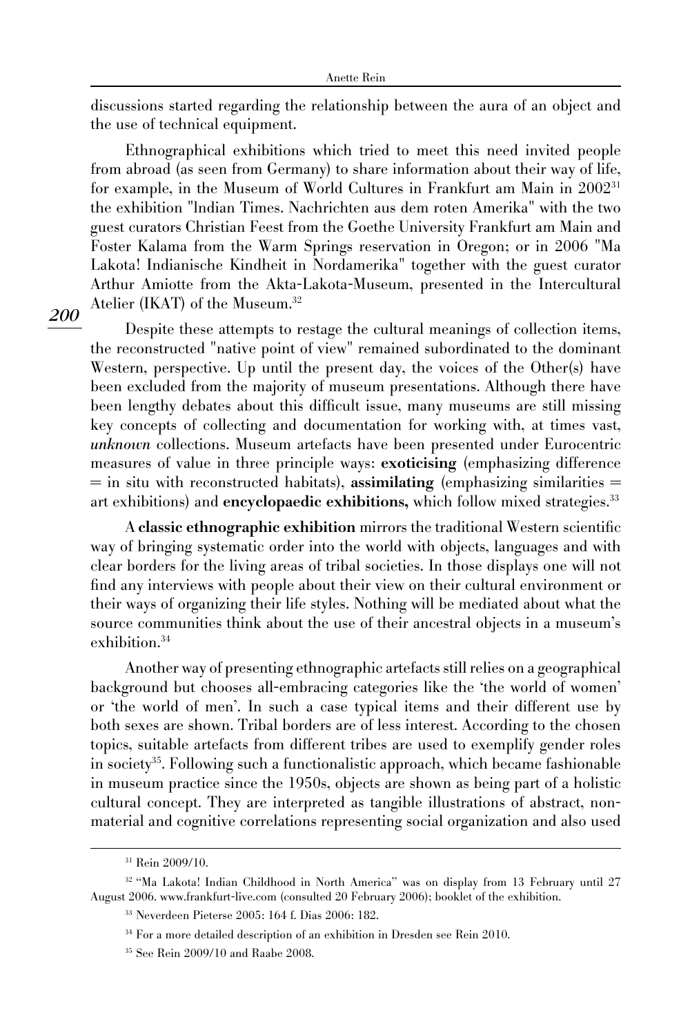discussions started regarding the relationship between the aura of an object and the use of technical equipment.

Ethnographical exhibitions which tried to meet this need invited people from abroad (as seen from Germany) to share information about their way of life, for example, in the Museum of World Cultures in Frankfurt am Main in 2002[31] the exhibition "Indian Times. Nachrichten aus dem roten Amerika" with the two guest curators Christian Feest from the Goethe University Frankfurt am Main and Foster Kalama from the Warm Springs reservation in Oregon; or in 2006 "Ma Lakota! Indianische Kindheit in Nordamerika" together with the guest curator Arthur Amiotte from the Akta-Lakota-Museum, presented in the Intercultural Atelier (IKAT) of the Museum.[32]

Despite these attempts to restage the cultural meanings of collection items, the reconstructed "native point of view" remained subordinated to the dominant Western, perspective. Up until the present day, the voices of the Other(s) have been excluded from the majority of museum presentations. Although there have been lengthy debates about this difficult issue, many museums are still missing key concepts of collecting and documentation for working with, at times vast, ***unknown*** collections. Museum artefacts have been presented under Eurocentric measures of value in three principle ways: **exoticising** (emphasizing difference = in situ with reconstructed habitats), **assimilating** (emphasizing similarities = art exhibitions) and **encyclopaedic exhibitions,** which follow mixed strategies.[33]

A **classic ethnographic exhibition** mirrors the traditional Western scientific way of bringing systematic order into the world with objects, languages and with clear borders for the living areas of tribal societies. In those displays one will not find any interviews with people about their view on their cultural environment or their ways of organizing their life styles. Nothing will be mediated about what the source communities think about the use of their ancestral objects in a museum's exhibition.[34]

Another way of presenting ethnographic artefacts still relies on a geographical background but chooses all-embracing categories like the 'the world of women' or 'the world of men'. In such a case typical items and their different use by both sexes are shown. Tribal borders are of less interest. According to the chosen topics, suitable artefacts from different tribes are used to exemplify gender roles in society[35]. Following such a functionalistic approach, which became fashionable in museum practice since the 1950s, objects are shown as being part of a holistic cultural concept. They are interpreted as tangible illustrations of abstract, non-material and cognitive correlations representing social organization and also used

---

[31] Rein 2009/10.

[32] "Ma Lakota! Indian Childhood in North America" was on display from 13 February until 27 August 2006. www.frankfurt-live.com (consulted 20 February 2006); booklet of the exhibition.

[33] Neverdeen Pieterse 2005: 164 f. Dias 2006: 182.

[34] For a more detailed description of an exhibition in Dresden see Rein 2010.

[35] See Rein 2009/10 and Raabe 2008.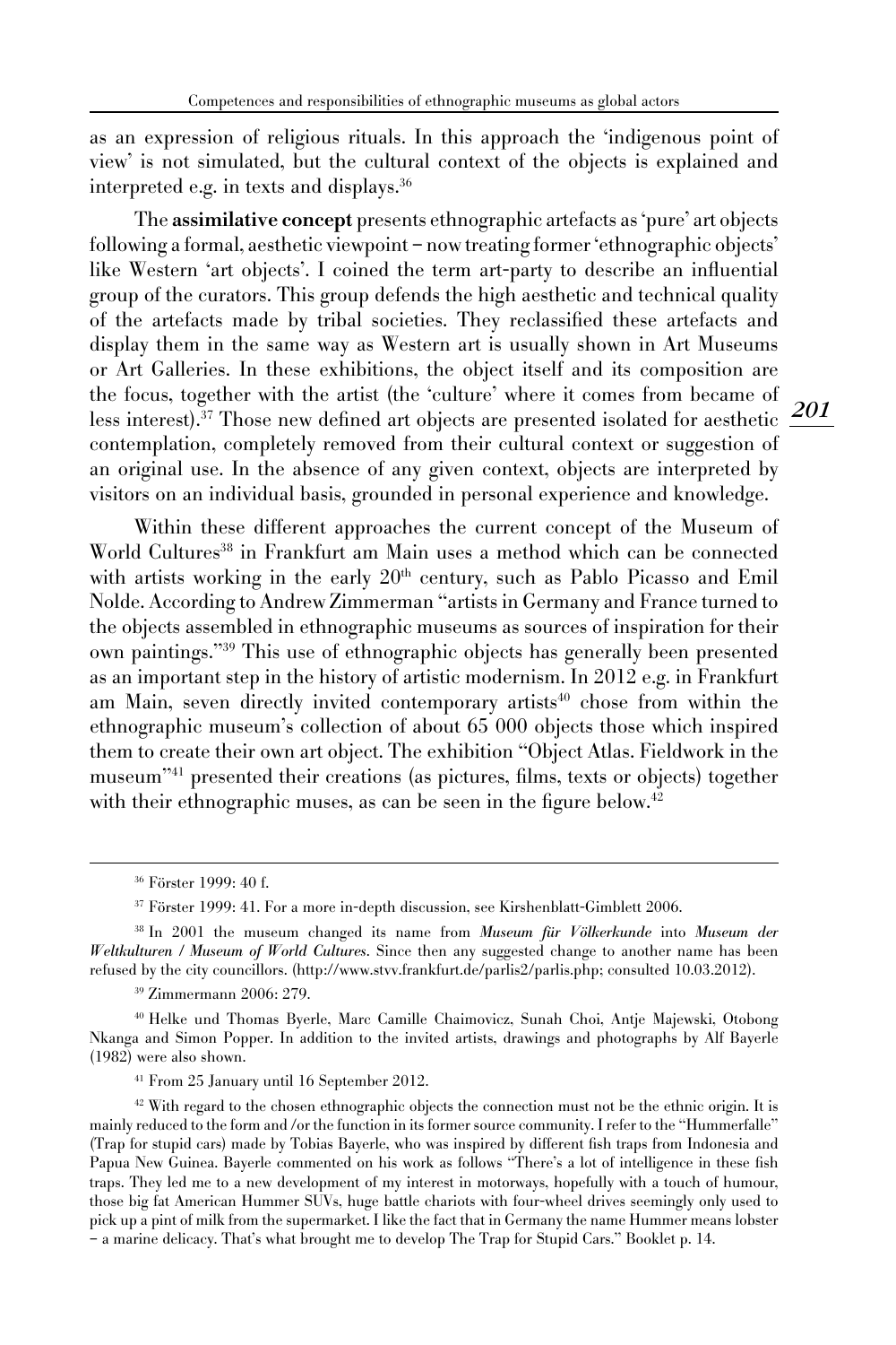as an expression of religious rituals. In this approach the 'indigenous point of view' is not simulated, but the cultural context of the objects is explained and interpreted e.g. in texts and displays.[36]

The **assimilative concept** presents ethnographic artefacts as 'pure' art objects following a formal, aesthetic viewpoint – now treating former 'ethnographic objects' like Western 'art objects'. I coined the term art-party to describe an influential group of the curators. This group defends the high aesthetic and technical quality of the artefacts made by tribal societies. They reclassified these artefacts and display them in the same way as Western art is usually shown in Art Museums or Art Galleries. In these exhibitions, the object itself and its composition are the focus, together with the artist (the 'culture' where it comes from became of less interest).[37] Those new defined art objects are presented isolated for aesthetic contemplation, completely removed from their cultural context or suggestion of an original use. In the absence of any given context, objects are interpreted by visitors on an individual basis, grounded in personal experience and knowledge.

Within these different approaches the current concept of the Museum of World Cultures[38] in Frankfurt am Main uses a method which can be connected with artists working in the early 20th century, such as Pablo Picasso and Emil Nolde. According to Andrew Zimmerman "artists in Germany and France turned to the objects assembled in ethnographic museums as sources of inspiration for their own paintings."[39] This use of ethnographic objects has generally been presented as an important step in the history of artistic modernism. In 2012 e.g. in Frankfurt am Main, seven directly invited contemporary artists[40] chose from within the ethnographic museum's collection of about 65 000 objects those which inspired them to create their own art object. The exhibition "Object Atlas. Fieldwork in the museum"[41] presented their creations (as pictures, films, texts or objects) together with their ethnographic muses, as can be seen in the figure below.[42]

---

[36] Förster 1999: 40 f.

[37] Förster 1999: 41. For a more in-depth discussion, see Kirshenblatt-Gimblett 2006.

[38] In 2001 the museum changed its name from *Museum für Völkerkunde* into *Museum der Weltkulturen / Museum of World Cultures*. Since then any suggested change to another name has been refused by the city councillors. (http://www.stvv.frankfurt.de/parlis2/parlis.php; consulted 10.03.2012).

[39] Zimmermann 2006: 279.

[40] Helke und Thomas Byerle, Marc Camille Chaimovicz, Sunah Choi, Antje Majewski, Otobong Nkanga and Simon Popper. In addition to the invited artists, drawings and photographs by Alf Bayerle (1982) were also shown.

[41] From 25 January until 16 September 2012.

[42] With regard to the chosen ethnographic objects the connection must not be the ethnic origin. It is mainly reduced to the form and /or the function in its former source community. I refer to the "Hummerfalle" (Trap for stupid cars) made by Tobias Bayerle, who was inspired by different fish traps from Indonesia and Papua New Guinea. Bayerle commented on his work as follows "There's a lot of intelligence in these fish traps. They led me to a new development of my interest in motorways, hopefully with a touch of humour, those big fat American Hummer SUVs, huge battle chariots with four-wheel drives seemingly only used to pick up a pint of milk from the supermarket. I like the fact that in Germany the name Hummer means lobster – a marine delicacy. That's what brought me to develop The Trap for Stupid Cars." Booklet p. 14.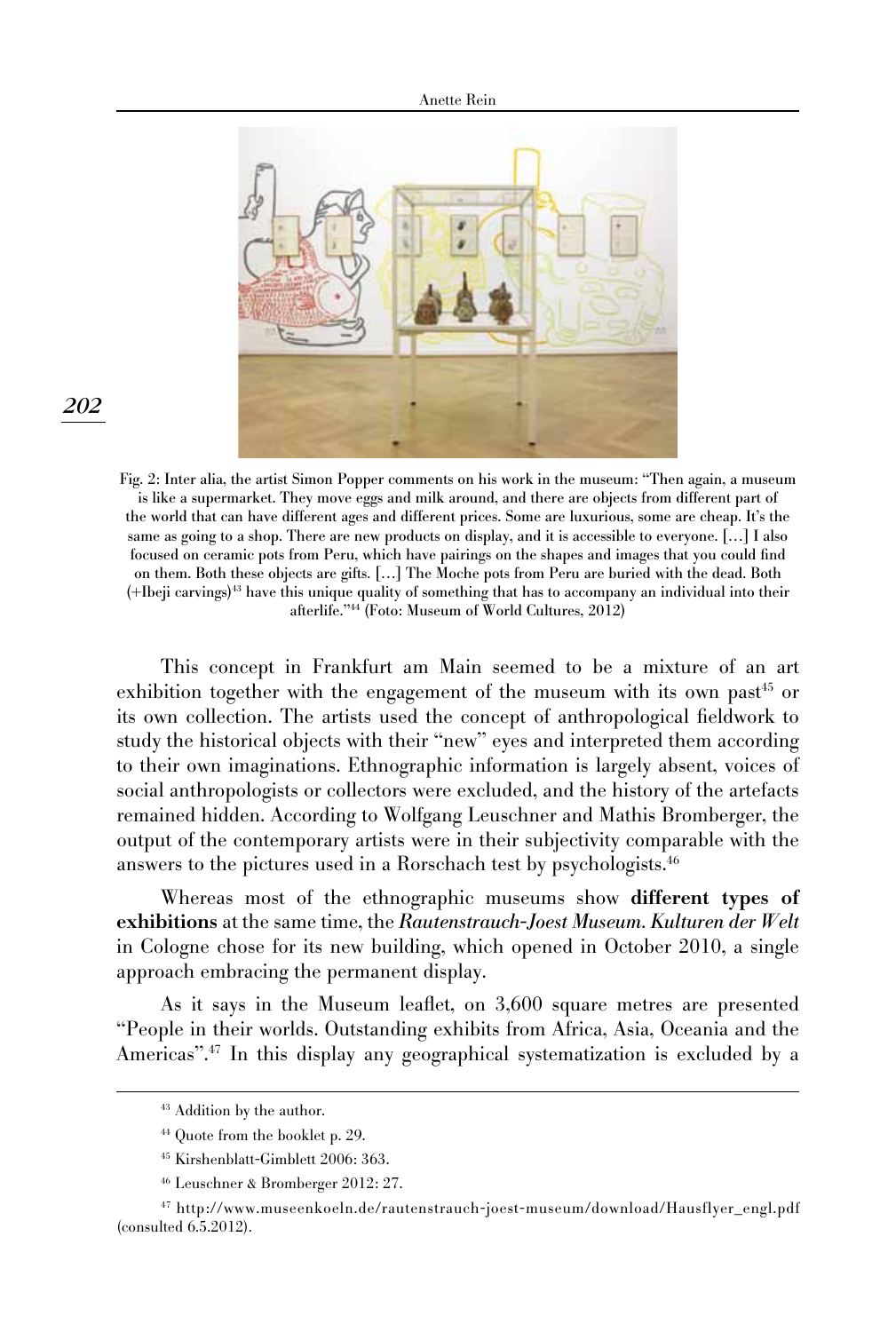Fig. 2: Inter alia, the artist Simon Popper comments on his work in the museum: "Then again, a museum is like a supermarket. They move eggs and milk around, and there are objects from different part of the world that can have different ages and different prices. Some are luxurious, some are cheap. It's the same as going to a shop. There are new products on display, and it is accessible to everyone. […] I also focused on ceramic pots from Peru, which have pairings on the shapes and images that you could find on them. Both these objects are gifts. […] The Moche pots from Peru are buried with the dead. Both (+Ibeji carvings)[43] have this unique quality of something that has to accompany an individual into their afterlife."[44] (Foto: Museum of World Cultures, 2012)

This concept in Frankfurt am Main seemed to be a mixture of an art exhibition together with the engagement of the museum with its own past[45] or its own collection. The artists used the concept of anthropological fieldwork to study the historical objects with their "new" eyes and interpreted them according to their own imaginations. Ethnographic information is largely absent, voices of social anthropologists or collectors were excluded, and the history of the artefacts remained hidden. According to Wolfgang Leuschner and Mathis Bromberger, the output of the contemporary artists were in their subjectivity comparable with the answers to the pictures used in a Rorschach test by psychologists.[46]

Whereas most of the ethnographic museums show **different types of exhibitions** at the same time, the ***Rautenstrauch-Joest Museum. Kulturen der Welt*** in Cologne chose for its new building, which opened in October 2010, a single approach embracing the permanent display.

As it says in the Museum leaflet, on 3,600 square metres are presented "People in their worlds. Outstanding exhibits from Africa, Asia, Oceania and the Americas".[47] In this display any geographical systematization is excluded by a

---

[43] Addition by the author.

[44] Quote from the booklet p. 29.

[45] Kirshenblatt-Gimblett 2006: 363.

[46] Leuschner & Bromberger 2012: 27.

[47] http://www.museenkoeln.de/rautenstrauch-joest-museum/download/Hausflyer_engl.pdf (consulted 6.5.2012).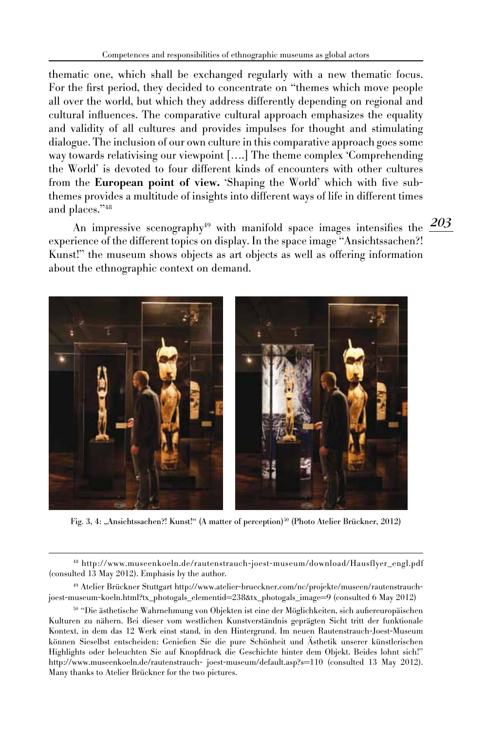thematic one, which shall be exchanged regularly with a new thematic focus. For the first period, they decided to concentrate on "themes which move people all over the world, but which they address differently depending on regional and cultural influences. The comparative cultural approach emphasizes the equality and validity of all cultures and provides impulses for thought and stimulating dialogue. The inclusion of our own culture in this comparative approach goes some way towards relativising our viewpoint [….] The theme complex 'Comprehending the World' is devoted to four different kinds of encounters with other cultures from the **European point of view.** 'Shaping the World' which with five sub-themes provides a multitude of insights into different ways of life in different times and places."[48]

An impressive scenography[49] with manifold space images intensifies the experience of the different topics on display. In the space image "Ansichtssachen?! Kunst!" the museum shows objects as art objects as well as offering information about the ethnographic context on demand.

Fig. 3, 4: „Ansichtssachen?! Kunst!" (A matter of perception)[50] (Photo Atelier Brückner, 2012)

---

[48] http://www.museenkoeln.de/rautenstrauch-joest-museum/download/Hausflyer_engl.pdf (consulted 13 May 2012). Emphasis by the author.

[49] Atelier Brückner Stuttgart http://www.atelier-brueckner.com/nc/projekte/museen/rautenstrauch-joest-museum-koeln.html?tx_photogals_elementid=238&tx_photogals_image=9 (consulted 6 May 2012)

[50] "Die ästhetische Wahrnehmung von Objekten ist eine der Möglichkeiten, sich außereuropäischen Kulturen zu nähern. Bei dieser vom westlichen Kunstverständnis geprägten Sicht tritt der funktionale Kontext, in dem das 12 Werk einst stand, in den Hintergrund. Im neuen Rautenstrauch-Joest-Museum können Sieselbst entscheiden: Genießen Sie die pure Schönheit und Ästhetik unserer künstlerischen Highlights oder beleuchten Sie auf Knopfdruck die Geschichte hinter dem Objekt. Beides lohnt sich!" http://www.museenkoeln.de/rautenstrauch- joest-museum/default.asp?s=110 (consulted 13 May 2012). Many thanks to Atelier Brückner for the two pictures.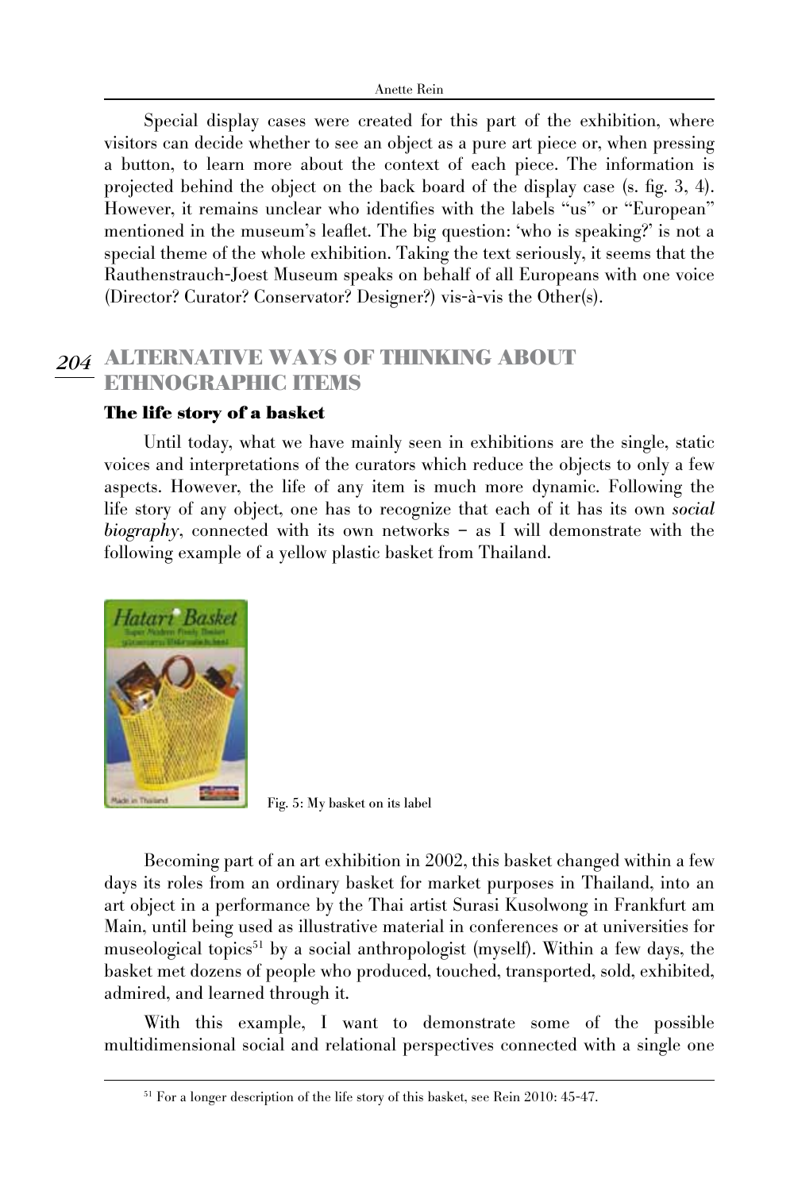Special display cases were created for this part of the exhibition, where visitors can decide whether to see an object as a pure art piece or, when pressing a button, to learn more about the context of each piece. The information is projected behind the object on the back board of the display case (s. fig. 3, 4). However, it remains unclear who identifies with the labels "us" or "European" mentioned in the museum's leaflet. The big question: 'who is speaking?' is not a special theme of the whole exhibition. Taking the text seriously, it seems that the Rauthenstrauch-Joest Museum speaks on behalf of all Europeans with one voice (Director? Curator? Conservator? Designer?) vis-à-vis the Other(s).

## ALTERNATIVE WAYS OF THINKING ABOUT ETHNOGRAPHIC ITEMS

### The life story of a basket

Until today, what we have mainly seen in exhibitions are the single, static voices and interpretations of the curators which reduce the objects to only a few aspects. However, the life of any item is much more dynamic. Following the life story of any object, one has to recognize that each of it has its own *social biography*, connected with its own networks – as I will demonstrate with the following example of a yellow plastic basket from Thailand.

Fig. 5: My basket on its label

Becoming part of an art exhibition in 2002, this basket changed within a few days its roles from an ordinary basket for market purposes in Thailand, into an art object in a performance by the Thai artist Surasi Kusolwong in Frankfurt am Main, until being used as illustrative material in conferences or at universities for museological topics[51] by a social anthropologist (myself). Within a few days, the basket met dozens of people who produced, touched, transported, sold, exhibited, admired, and learned through it.

With this example, I want to demonstrate some of the possible multidimensional social and relational perspectives connected with a single one

[51] For a longer description of the life story of this basket, see Rein 2010: 45-47.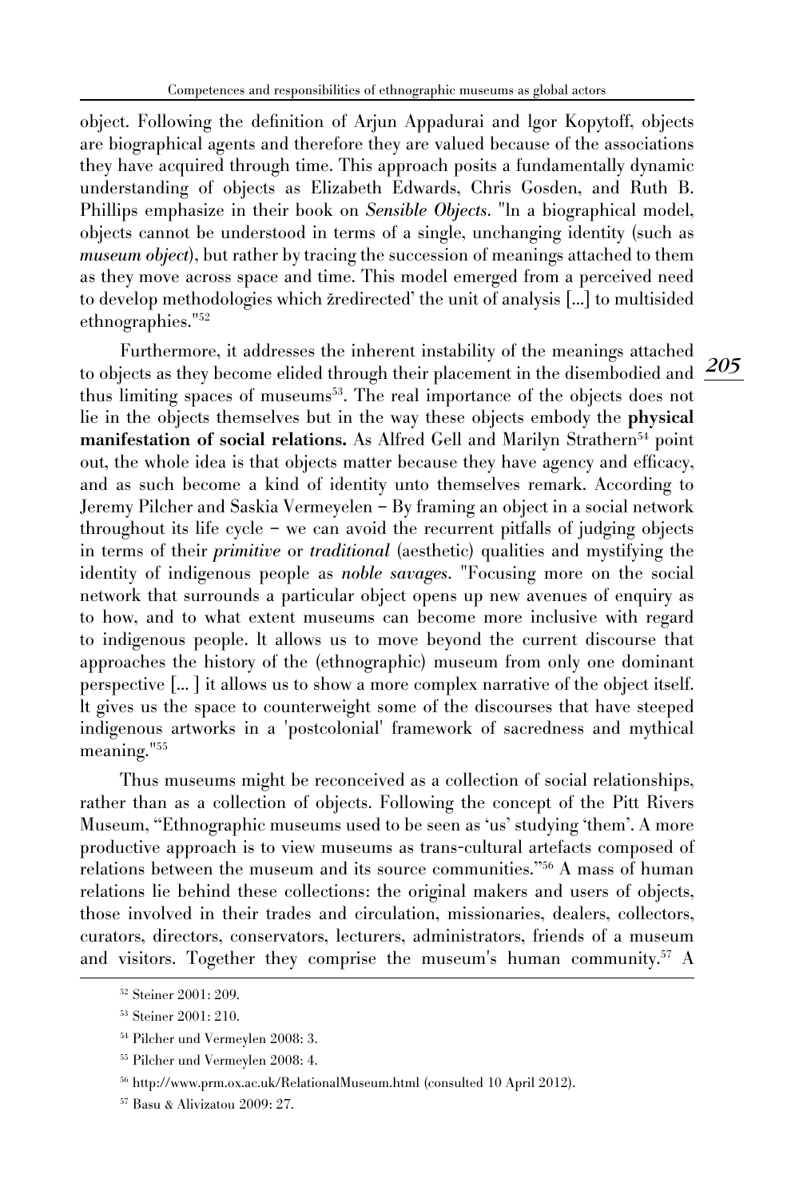object. Following the definition of Arjun Appadurai and Igor Kopytoff, objects are biographical agents and therefore they are valued because of the associations they have acquired through time. This approach posits a fundamentally dynamic understanding of objects as Elizabeth Edwards, Chris Gosden, and Ruth B. Phillips emphasize in their book on ***Sensible Objects***. "In a biographical model, objects cannot be understood in terms of a single, unchanging identity (such as ***museum object***), but rather by tracing the succession of meanings attached to them as they move across space and time. This model emerged from a perceived need to develop methodologies which žredirected' the unit of analysis [...] to multisided ethnographies."[52]

Furthermore, it addresses the inherent instability of the meanings attached to objects as they become elided through their placement in the disembodied and thus limiting spaces of museums[53]. The real importance of the objects does not lie in the objects themselves but in the way these objects embody the **physical manifestation of social relations.** As Alfred Gell and Marilyn Strathern[54] point out, the whole idea is that objects matter because they have agency and efficacy, and as such become a kind of identity unto themselves remark. According to Jeremy Pilcher and Saskia Vermeyelen – By framing an object in a social network throughout its life cycle – we can avoid the recurrent pitfalls of judging objects in terms of their ***primitive*** or ***traditional*** (aesthetic) qualities and mystifying the identity of indigenous people as ***noble savages***. "Focusing more on the social network that surrounds a particular object opens up new avenues of enquiry as to how, and to what extent museums can become more inclusive with regard to indigenous people. It allows us to move beyond the current discourse that approaches the history of the (ethnographic) museum from only one dominant perspective [... ] it allows us to show a more complex narrative of the object itself. It gives us the space to counterweight some of the discourses that have steeped indigenous artworks in a 'postcolonial' framework of sacredness and mythical meaning."[55]

Thus museums might be reconceived as a collection of social relationships, rather than as a collection of objects. Following the concept of the Pitt Rivers Museum, "Ethnographic museums used to be seen as 'us' studying 'them'. A more productive approach is to view museums as trans-cultural artefacts composed of relations between the museum and its source communities."[56] A mass of human relations lie behind these collections: the original makers and users of objects, those involved in their trades and circulation, missionaries, dealers, collectors, curators, directors, conservators, lecturers, administrators, friends of a museum and visitors. Together they comprise the museum's human community.[57] A

---

52 Steiner 2001: 209.

53 Steiner 2001: 210.

54 Pilcher und Vermeylen 2008: 3.

55 Pilcher und Vermeylen 2008: 4.

56 http://www.prm.ox.ac.uk/RelationalMuseum.html (consulted 10 April 2012).

57 Basu & Alivizatou 2009: 27.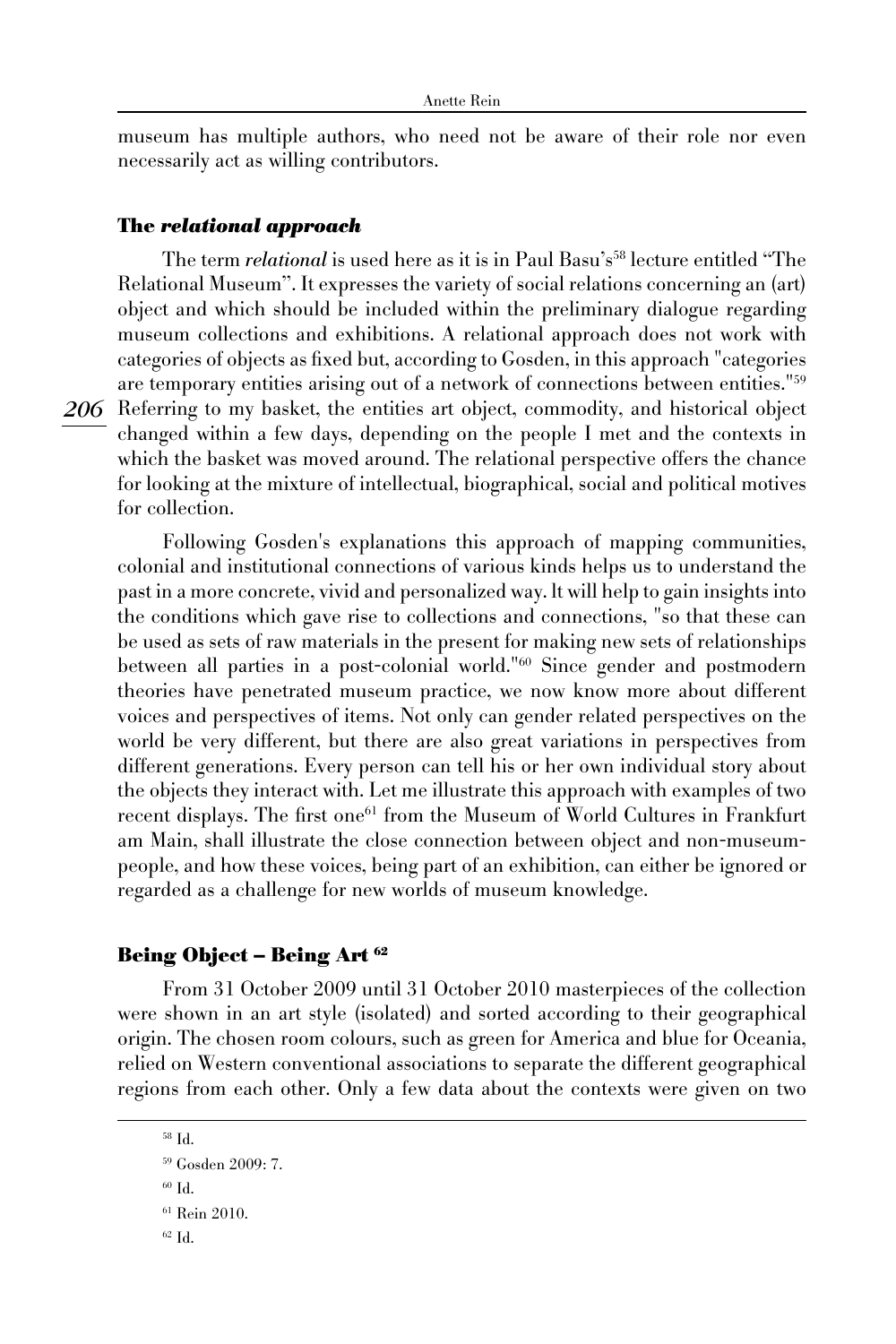museum has multiple authors, who need not be aware of their role nor even necessarily act as willing contributors.

## The *relational approach*

The term *relational* is used here as it is in Paul Basu's[58] lecture entitled "The Relational Museum". It expresses the variety of social relations concerning an (art) object and which should be included within the preliminary dialogue regarding museum collections and exhibitions. A relational approach does not work with categories of objects as fixed but, according to Gosden, in this approach "categories are temporary entities arising out of a network of connections between entities."[59] Referring to my basket, the entities art object, commodity, and historical object changed within a few days, depending on the people I met and the contexts in which the basket was moved around. The relational perspective offers the chance for looking at the mixture of intellectual, biographical, social and political motives for collection.

Following Gosden's explanations this approach of mapping communities, colonial and institutional connections of various kinds helps us to understand the past in a more concrete, vivid and personalized way. It will help to gain insights into the conditions which gave rise to collections and connections, "so that these can be used as sets of raw materials in the present for making new sets of relationships between all parties in a post-colonial world."[60] Since gender and postmodern theories have penetrated museum practice, we now know more about different voices and perspectives of items. Not only can gender related perspectives on the world be very different, but there are also great variations in perspectives from different generations. Every person can tell his or her own individual story about the objects they interact with. Let me illustrate this approach with examples of two recent displays. The first one[61] from the Museum of World Cultures in Frankfurt am Main, shall illustrate the close connection between object and non-museum-people, and how these voices, being part of an exhibition, can either be ignored or regarded as a challenge for new worlds of museum knowledge.

## Being Object – Being Art [62]

From 31 October 2009 until 31 October 2010 masterpieces of the collection were shown in an art style (isolated) and sorted according to their geographical origin. The chosen room colours, such as green for America and blue for Oceania, relied on Western conventional associations to separate the different geographical regions from each other. Only a few data about the contexts were given on two

---

[58] Id.

[59] Gosden 2009: 7.

[60] Id.

[61] Rein 2010.

[62] Id.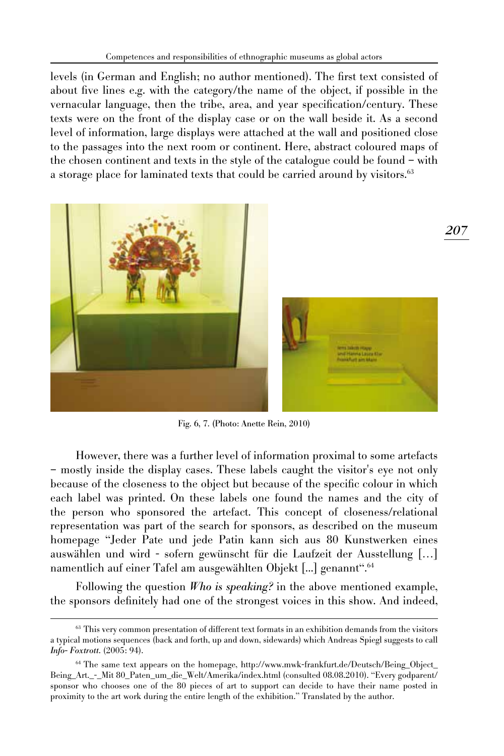levels (in German and English; no author mentioned). The first text consisted of about five lines e.g. with the category/the name of the object, if possible in the vernacular language, then the tribe, area, and year specification/century. These texts were on the front of the display case or on the wall beside it. As a second level of information, large displays were attached at the wall and positioned close to the passages into the next room or continent. Here, abstract coloured maps of the chosen continent and texts in the style of the catalogue could be found – with a storage place for laminated texts that could be carried around by visitors.[63]

Fig. 6, 7. (Photo: Anette Rein, 2010)

However, there was a further level of information proximal to some artefacts – mostly inside the display cases. These labels caught the visitor's eye not only because of the closeness to the object but because of the specific colour in which each label was printed. On these labels one found the names and the city of the person who sponsored the artefact. This concept of closeness/relational representation was part of the search for sponsors, as described on the museum homepage "Jeder Pate und jede Patin kann sich aus 80 Kunstwerken eines auswählen und wird - sofern gewünscht für die Laufzeit der Ausstellung […] namentlich auf einer Tafel am ausgewählten Objekt [...] genannt".[64]

Following the question *Who is speaking?* in the above mentioned example, the sponsors definitely had one of the strongest voices in this show. And indeed,

---

[63] This very common presentation of different text formats in an exhibition demands from the visitors a typical motions sequences (back and forth, up and down, sidewards) which Andreas Spiegl suggests to call *Info- Foxtrott*. (2005: 94).

[64] The same text appears on the homepage, http://www.mwk-frankfurt.de/Deutsch/Being_Object_Being_Art._-_Mit 80_Paten_um_die_Welt/Amerika/index.html (consulted 08.08.2010). "Every godparent/sponsor who chooses one of the 80 pieces of art to support can decide to have their name posted in proximity to the art work during the entire length of the exhibition." Translated by the author.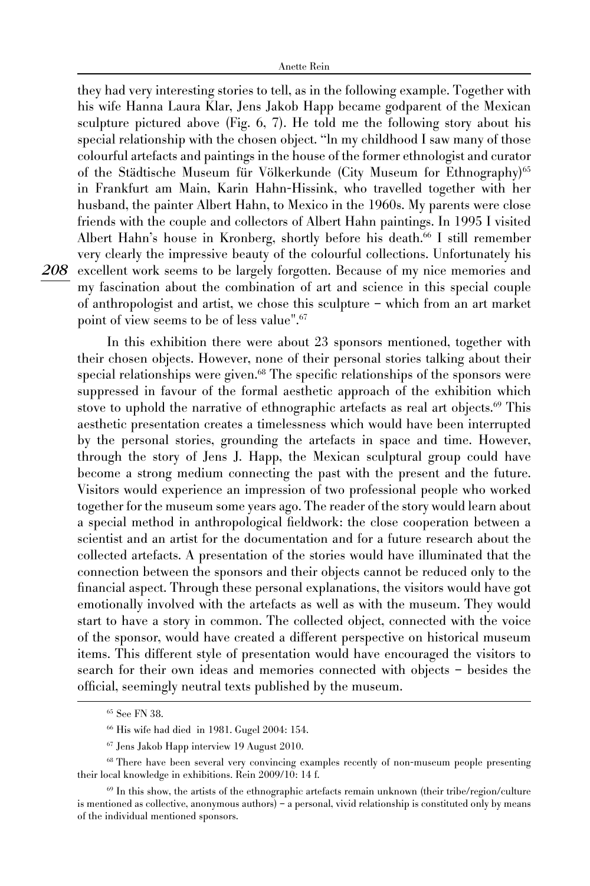they had very interesting stories to tell, as in the following example. Together with his wife Hanna Laura Klar, Jens Jakob Happ became godparent of the Mexican sculpture pictured above (Fig. 6, 7). He told me the following story about his special relationship with the chosen object. "In my childhood I saw many of those colourful artefacts and paintings in the house of the former ethnologist and curator of the Städtische Museum für Völkerkunde (City Museum for Ethnography)[65] in Frankfurt am Main, Karin Hahn-Hissink, who travelled together with her husband, the painter Albert Hahn, to Mexico in the 1960s. My parents were close friends with the couple and collectors of Albert Hahn paintings. In 1995 I visited Albert Hahn's house in Kronberg, shortly before his death.[66] I still remember very clearly the impressive beauty of the colourful collections. Unfortunately his excellent work seems to be largely forgotten. Because of my nice memories and my fascination about the combination of art and science in this special couple of anthropologist and artist, we chose this sculpture – which from an art market point of view seems to be of less value".[67]

In this exhibition there were about 23 sponsors mentioned, together with their chosen objects. However, none of their personal stories talking about their special relationships were given.[68] The specific relationships of the sponsors were suppressed in favour of the formal aesthetic approach of the exhibition which stove to uphold the narrative of ethnographic artefacts as real art objects.[69] This aesthetic presentation creates a timelessness which would have been interrupted by the personal stories, grounding the artefacts in space and time. However, through the story of Jens J. Happ, the Mexican sculptural group could have become a strong medium connecting the past with the present and the future. Visitors would experience an impression of two professional people who worked together for the museum some years ago. The reader of the story would learn about a special method in anthropological fieldwork: the close cooperation between a scientist and an artist for the documentation and for a future research about the collected artefacts. A presentation of the stories would have illuminated that the connection between the sponsors and their objects cannot be reduced only to the financial aspect. Through these personal explanations, the visitors would have got emotionally involved with the artefacts as well as with the museum. They would start to have a story in common. The collected object, connected with the voice of the sponsor, would have created a different perspective on historical museum items. This different style of presentation would have encouraged the visitors to search for their own ideas and memories connected with objects – besides the official, seemingly neutral texts published by the museum.

---

[65] See FN 38.

[66] His wife had died in 1981. Gugel 2004: 154.

[67] Jens Jakob Happ interview 19 August 2010.

[68] There have been several very convincing examples recently of non-museum people presenting their local knowledge in exhibitions. Rein 2009/10: 14 f.

[69] In this show, the artists of the ethnographic artefacts remain unknown (their tribe/region/culture is mentioned as collective, anonymous authors) – a personal, vivid relationship is constituted only by means of the individual mentioned sponsors.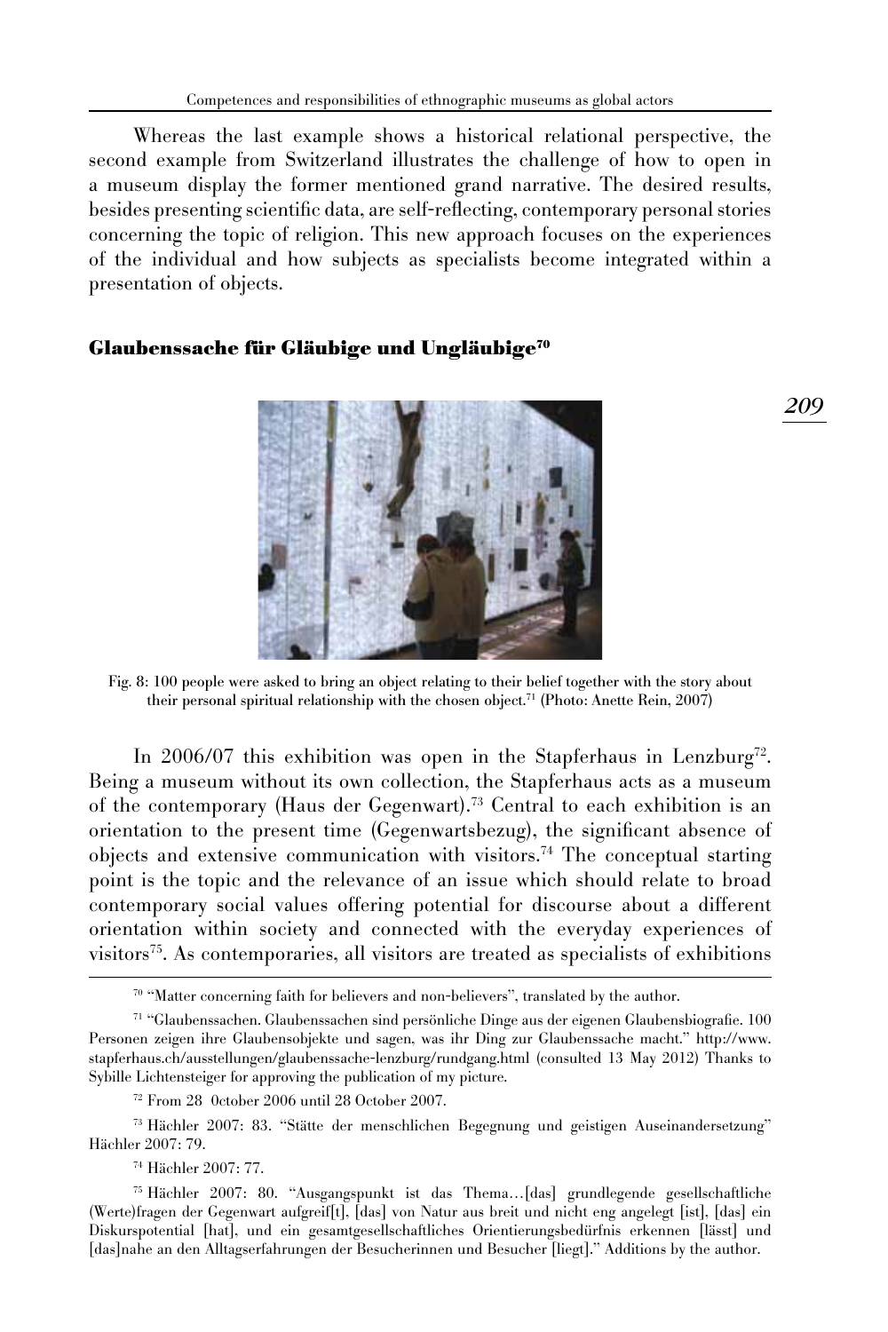Whereas the last example shows a historical relational perspective, the second example from Switzerland illustrates the challenge of how to open in a museum display the former mentioned grand narrative. The desired results, besides presenting scientific data, are self-reflecting, contemporary personal stories concerning the topic of religion. This new approach focuses on the experiences of the individual and how subjects as specialists become integrated within a presentation of objects.

## Glaubenssache für Gläubige und Ungläubige[70]

Fig. 8: 100 people were asked to bring an object relating to their belief together with the story about their personal spiritual relationship with the chosen object.[71] (Photo: Anette Rein, 2007)

In 2006/07 this exhibition was open in the Stapferhaus in Lenzburg[72]. Being a museum without its own collection, the Stapferhaus acts as a museum of the contemporary (Haus der Gegenwart).[73] Central to each exhibition is an orientation to the present time (Gegenwartsbezug), the significant absence of objects and extensive communication with visitors.[74] The conceptual starting point is the topic and the relevance of an issue which should relate to broad contemporary social values offering potential for discourse about a different orientation within society and connected with the everyday experiences of visitors[75]. As contemporaries, all visitors are treated as specialists of exhibitions

---

[70] "Matter concerning faith for believers and non-believers", translated by the author.

[71] "Glaubenssachen. Glaubenssachen sind persönliche Dinge aus der eigenen Glaubensbiografie. 100 Personen zeigen ihre Glaubensobjekte und sagen, was ihr Ding zur Glaubenssache macht." http://www.stapferhaus.ch/ausstellungen/glaubenssache-lenzburg/rundgang.html (consulted 13 May 2012) Thanks to Sybille Lichtensteiger for approving the publication of my picture.

[72] From 28 0ctober 2006 until 28 October 2007.

[73] Hächler 2007: 83. "Stätte der menschlichen Begegnung und geistigen Auseinandersetzung" Hächler 2007: 79.

[74] Hächler 2007: 77.

[75] Hächler 2007: 80. "Ausgangspunkt ist das Thema…[das] grundlegende gesellschaftliche (Werte)fragen der Gegenwart aufgreif[t], [das] von Natur aus breit und nicht eng angelegt [ist], [das] ein Diskurspotential [hat], und ein gesamtgesellschaftliches Orientierungsbedürfnis erkennen [lässt] und [das]nahe an den Alltagserfahrungen der Besucherinnen und Besucher [liegt]." Additions by the author.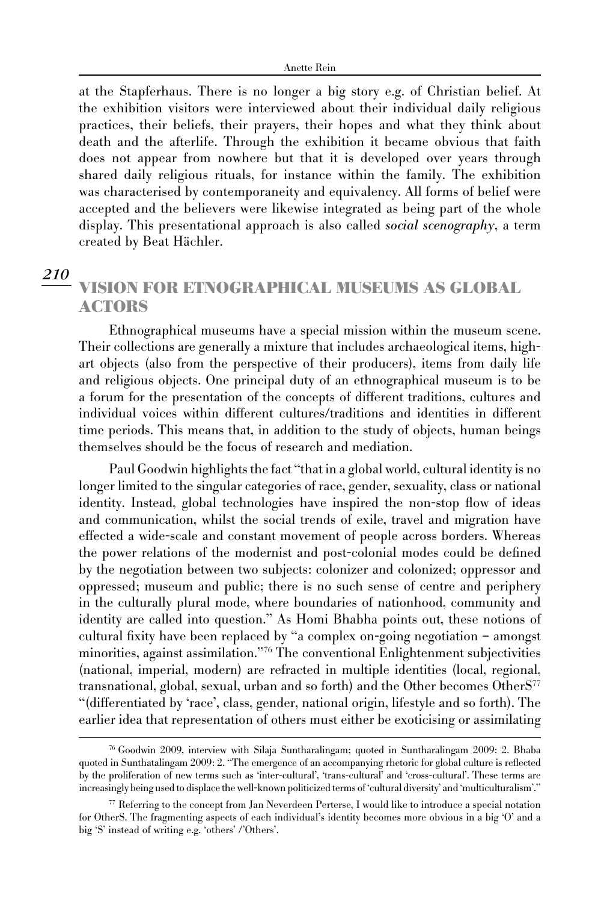at the Stapferhaus. There is no longer a big story e.g. of Christian belief. At the exhibition visitors were interviewed about their individual daily religious practices, their beliefs, their prayers, their hopes and what they think about death and the afterlife. Through the exhibition it became obvious that faith does not appear from nowhere but that it is developed over years through shared daily religious rituals, for instance within the family. The exhibition was characterised by contemporaneity and equivalency. All forms of belief were accepted and the believers were likewise integrated as being part of the whole display. This presentational approach is also called ***social scenography***, a term created by Beat Hächler.

## VISION FOR ETNOGRAPHICAL MUSEUMS AS GLOBAL ACTORS

Ethnographical museums have a special mission within the museum scene. Their collections are generally a mixture that includes archaeological items, high-art objects (also from the perspective of their producers), items from daily life and religious objects. One principal duty of an ethnographical museum is to be a forum for the presentation of the concepts of different traditions, cultures and individual voices within different cultures/traditions and identities in different time periods. This means that, in addition to the study of objects, human beings themselves should be the focus of research and mediation.

Paul Goodwin highlights the fact "that in a global world, cultural identity is no longer limited to the singular categories of race, gender, sexuality, class or national identity. Instead, global technologies have inspired the non-stop flow of ideas and communication, whilst the social trends of exile, travel and migration have effected a wide-scale and constant movement of people across borders. Whereas the power relations of the modernist and post-colonial modes could be defined by the negotiation between two subjects: colonizer and colonized; oppressor and oppressed; museum and public; there is no such sense of centre and periphery in the culturally plural mode, where boundaries of nationhood, community and identity are called into question." As Homi Bhabha points out, these notions of cultural fixity have been replaced by "a complex on-going negotiation – amongst minorities, against assimilation."[76] The conventional Enlightenment subjectivities (national, imperial, modern) are refracted in multiple identities (local, regional, transnational, global, sexual, urban and so forth) and the Other becomes OtherS[77] "(differentiated by 'race', class, gender, national origin, lifestyle and so forth). The earlier idea that representation of others must either be exoticising or assimilating

---

[76] Goodwin 2009, interview with Silaja Suntharalingam; quoted in Suntharalingam 2009: 2. Bhaba quoted in Sunthatalingam 2009: 2. "The emergence of an accompanying rhetoric for global culture is reflected by the proliferation of new terms such as 'inter-cultural', 'trans-cultural' and 'cross-cultural'. These terms are increasingly being used to displace the well-known politicized terms of 'cultural diversity' and 'multiculturalism'."

[77] Referring to the concept from Jan Neverdeen Perterse, I would like to introduce a special notation for OtherS. The fragmenting aspects of each individual's identity becomes more obvious in a big 'O' and a big 'S' instead of writing e.g. 'others' /'Others'.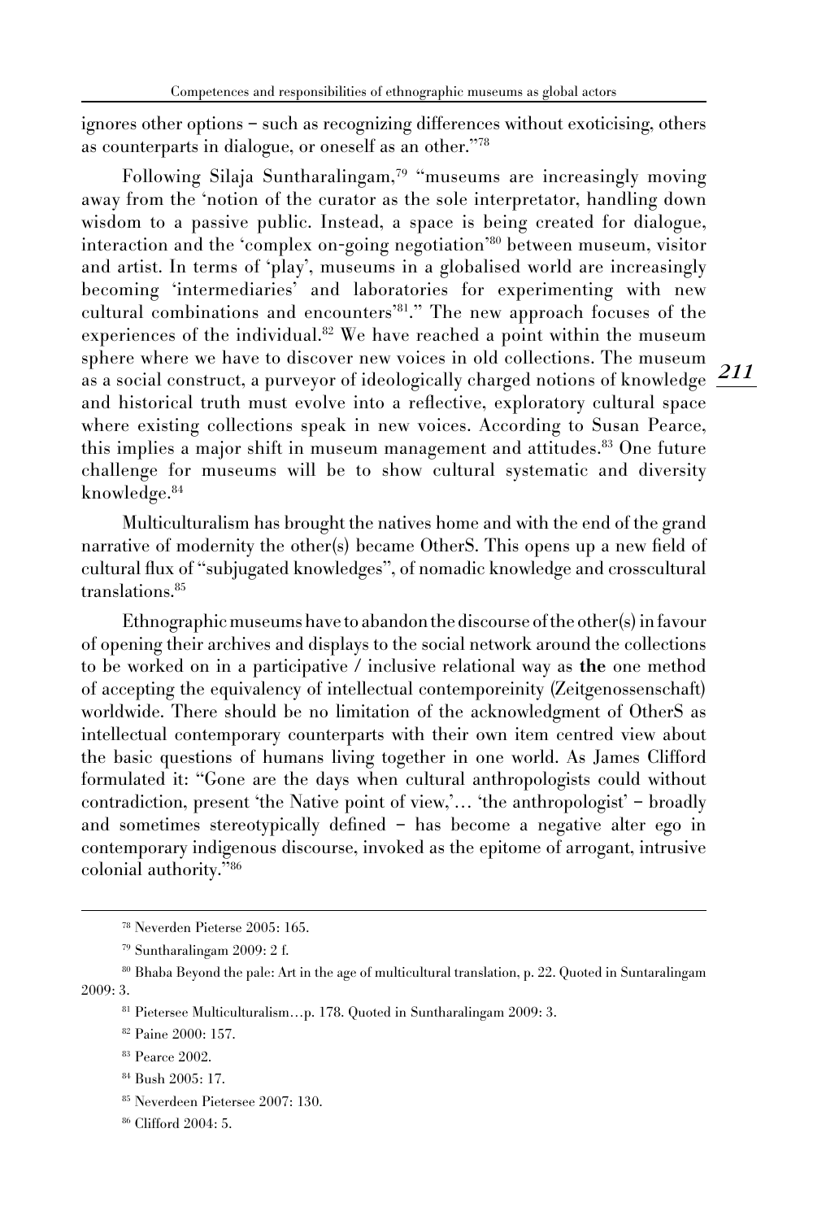ignores other options – such as recognizing differences without exoticising, others as counterparts in dialogue, or oneself as an other."[78]

Following Silaja Suntharalingam,[79] "museums are increasingly moving away from the 'notion of the curator as the sole interpretator, handling down wisdom to a passive public. Instead, a space is being created for dialogue, interaction and the 'complex on-going negotiation'[80] between museum, visitor and artist. In terms of 'play', museums in a globalised world are increasingly becoming 'intermediaries' and laboratories for experimenting with new cultural combinations and encounters'[81]." The new approach focuses of the experiences of the individual.[82] We have reached a point within the museum sphere where we have to discover new voices in old collections. The museum as a social construct, a purveyor of ideologically charged notions of knowledge and historical truth must evolve into a reflective, exploratory cultural space where existing collections speak in new voices. According to Susan Pearce, this implies a major shift in museum management and attitudes.[83] One future challenge for museums will be to show cultural systematic and diversity knowledge.[84]

Multiculturalism has brought the natives home and with the end of the grand narrative of modernity the other(s) became OtherS. This opens up a new field of cultural flux of "subjugated knowledges", of nomadic knowledge and crosscultural translations.[85]

Ethnographic museums have to abandon the discourse of the other(s) in favour of opening their archives and displays to the social network around the collections to be worked on in a participative / inclusive relational way as **the** one method of accepting the equivalency of intellectual contemporeinity (Zeitgenossenschaft) worldwide. There should be no limitation of the acknowledgment of OtherS as intellectual contemporary counterparts with their own item centred view about the basic questions of humans living together in one world. As James Clifford formulated it: "Gone are the days when cultural anthropologists could without contradiction, present 'the Native point of view,'… 'the anthropologist' – broadly and sometimes stereotypically defined – has become a negative alter ego in contemporary indigenous discourse, invoked as the epitome of arrogant, intrusive colonial authority."[86]

---

[78] Neverden Pieterse 2005: 165.

[79] Suntharalingam 2009: 2 f.

[80] Bhaba Beyond the pale: Art in the age of multicultural translation, p. 22. Quoted in Suntaralingam 2009: 3.

[81] Pietersee Multiculturalism…p. 178. Quoted in Suntharalingam 2009: 3.

[82] Paine 2000: 157.

[83] Pearce 2002.

[84] Bush 2005: 17.

[85] Neverdeen Pietersee 2007: 130.

[86] Clifford 2004: 5.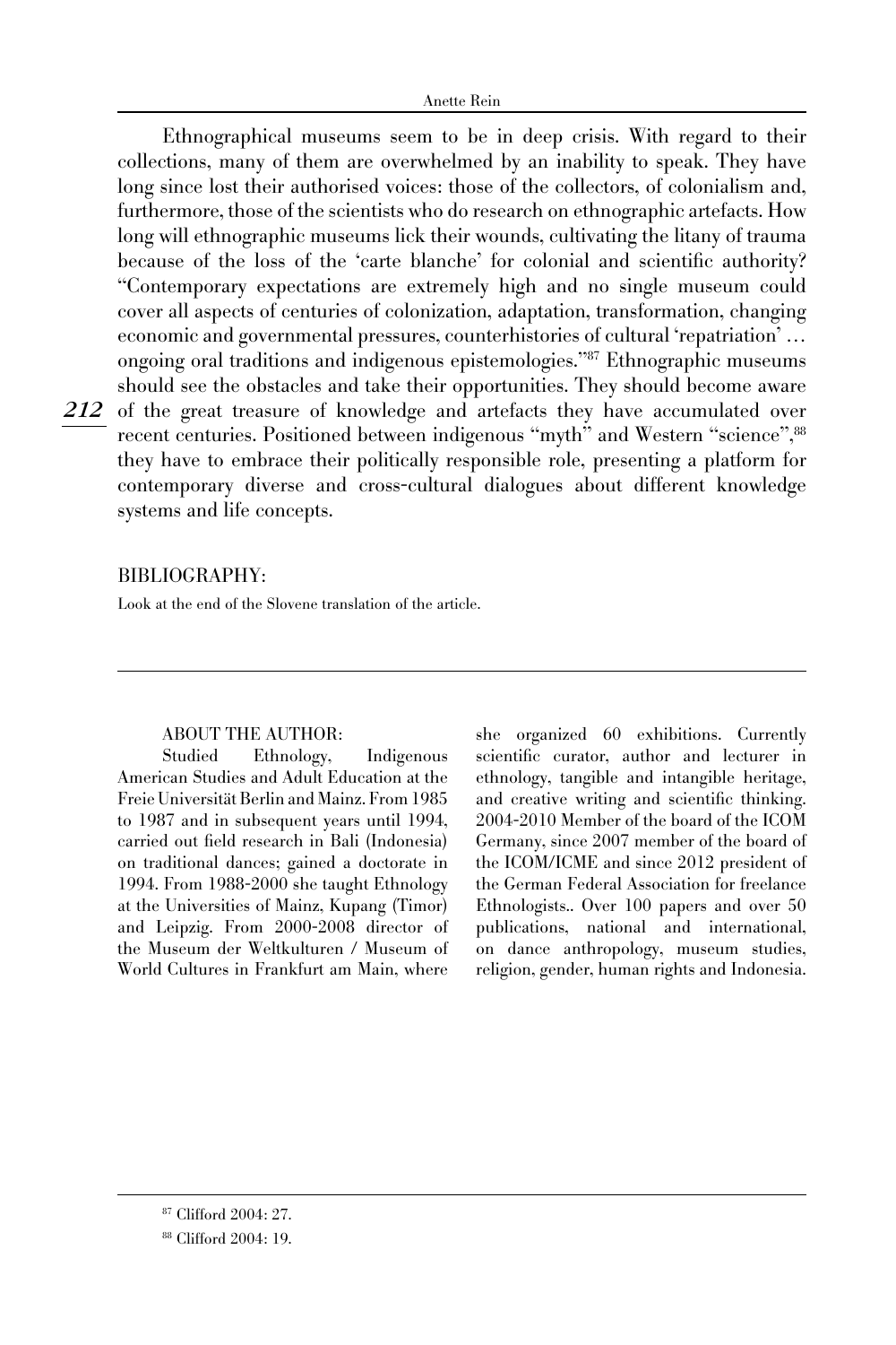Ethnographical museums seem to be in deep crisis. With regard to their collections, many of them are overwhelmed by an inability to speak. They have long since lost their authorised voices: those of the collectors, of colonialism and, furthermore, those of the scientists who do research on ethnographic artefacts. How long will ethnographic museums lick their wounds, cultivating the litany of trauma because of the loss of the 'carte blanche' for colonial and scientific authority? "Contemporary expectations are extremely high and no single museum could cover all aspects of centuries of colonization, adaptation, transformation, changing economic and governmental pressures, counterhistories of cultural 'repatriation' … ongoing oral traditions and indigenous epistemologies."[87] Ethnographic museums should see the obstacles and take their opportunities. They should become aware of the great treasure of knowledge and artefacts they have accumulated over recent centuries. Positioned between indigenous "myth" and Western "science",[88] they have to embrace their politically responsible role, presenting a platform for contemporary diverse and cross-cultural dialogues about different knowledge systems and life concepts.

## BIBLIOGRAPHY:

Look at the end of the Slovene translation of the article.

---

## ABOUT THE AUTHOR:

Studied Ethnology, Indigenous American Studies and Adult Education at the Freie Universität Berlin and Mainz. From 1985 to 1987 and in subsequent years until 1994, carried out field research in Bali (Indonesia) on traditional dances; gained a doctorate in 1994. From 1988-2000 she taught Ethnology at the Universities of Mainz, Kupang (Timor) and Leipzig. From 2000-2008 director of the Museum der Weltkulturen / Museum of World Cultures in Frankfurt am Main, where she organized 60 exhibitions. Currently scientific curator, author and lecturer in ethnology, tangible and intangible heritage, and creative writing and scientific thinking. 2004-2010 Member of the board of the ICOM Germany, since 2007 member of the board of the ICOM/ICME and since 2012 president of the German Federal Association for freelance Ethnologists.. Over 100 papers and over 50 publications, national and international, on dance anthropology, museum studies, religion, gender, human rights and Indonesia.

---

[87] Clifford 2004: 27.

[88] Clifford 2004: 19.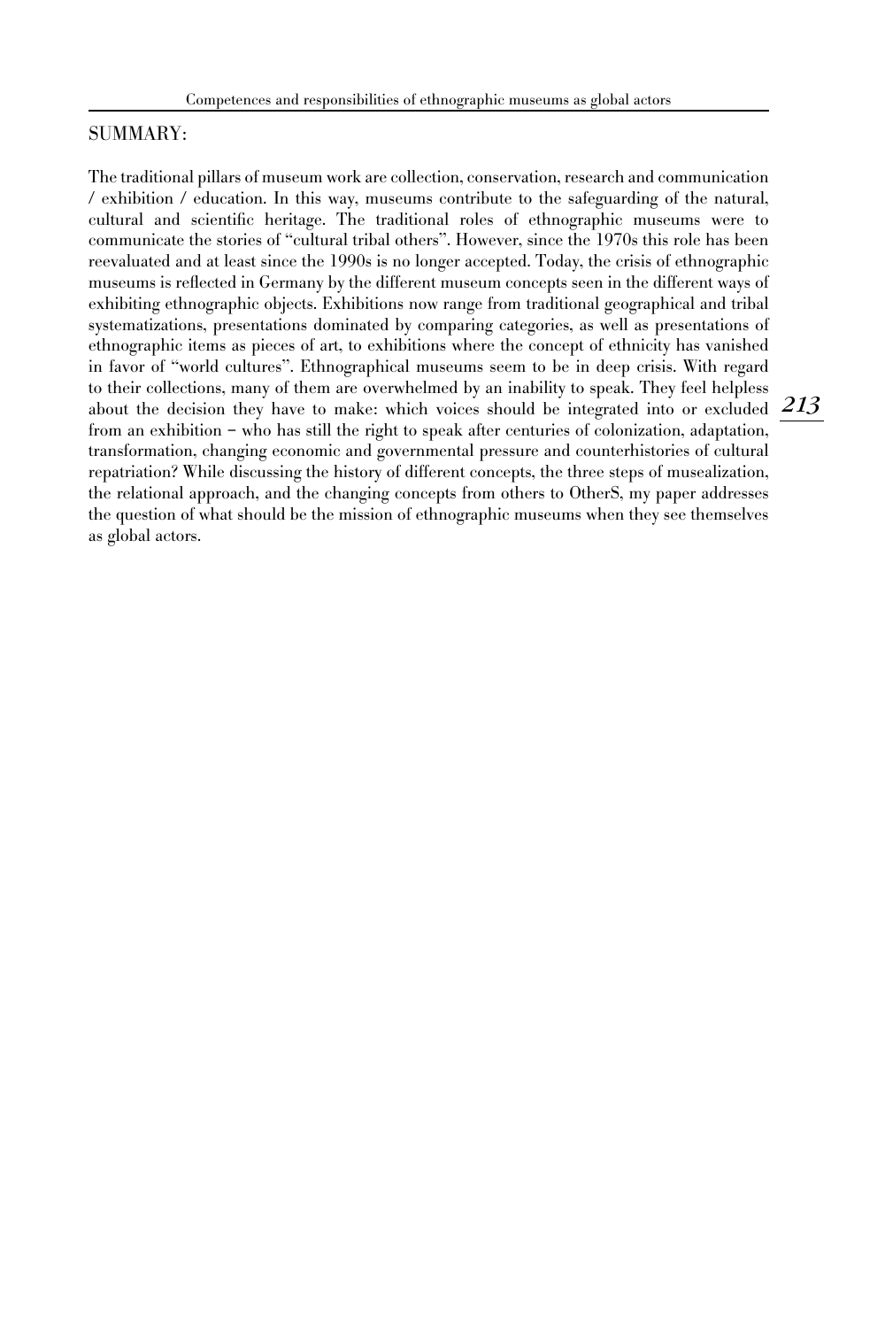## SUMMARY:

The traditional pillars of museum work are collection, conservation, research and communication / exhibition / education. In this way, museums contribute to the safeguarding of the natural, cultural and scientific heritage. The traditional roles of ethnographic museums were to communicate the stories of "cultural tribal others". However, since the 1970s this role has been reevaluated and at least since the 1990s is no longer accepted. Today, the crisis of ethnographic museums is reflected in Germany by the different museum concepts seen in the different ways of exhibiting ethnographic objects. Exhibitions now range from traditional geographical and tribal systematizations, presentations dominated by comparing categories, as well as presentations of ethnographic items as pieces of art, to exhibitions where the concept of ethnicity has vanished in favor of "world cultures". Ethnographical museums seem to be in deep crisis. With regard to their collections, many of them are overwhelmed by an inability to speak. They feel helpless about the decision they have to make: which voices should be integrated into or excluded from an exhibition – who has still the right to speak after centuries of colonization, adaptation, transformation, changing economic and governmental pressure and counterhistories of cultural repatriation? While discussing the history of different concepts, the three steps of musealization, the relational approach, and the changing concepts from others to OtherS, my paper addresses the question of what should be the mission of ethnographic museums when they see themselves as global actors.